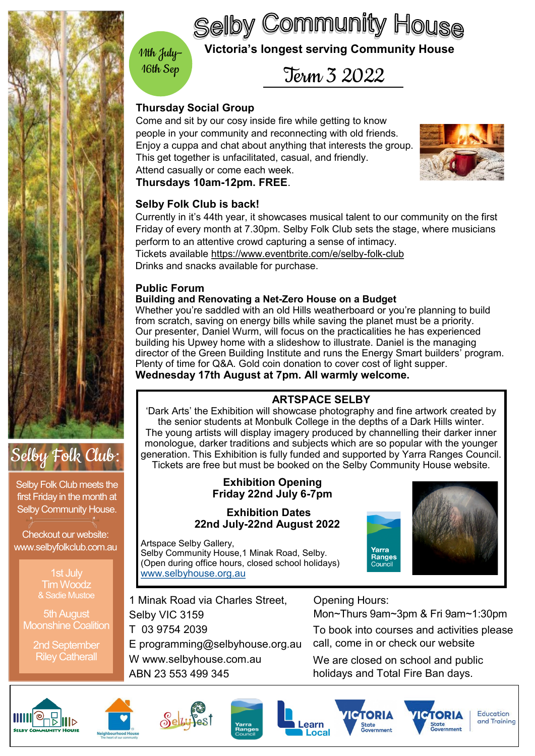# Selby Community House

**Victoria's longest serving Community House**

11th July–16th Sep

## Term 3 2022

### Thursday Social Group

Come and sit by our cosy inside fire while getting to know people in your community and reconnecting with old friends. Enjoy a cuppa and chat about anything that interests the group. This get together is unfacilitated, casual, and friendly. Attend casually or come each week.

**Thursdays 10am-12pm. FREE**.

### Selby Folk Club is back!

Currently in it's 44th year, it showcases musical talent to our community on the first Friday of every month at 7.30pm. Selby Folk Club sets the stage, where musicians perform to an attentive crowd capturing a sense of intimacy.

Tickets available https://www.eventbrite.com/e/selby-folk-club

Drinks and snacks available for purchase.

### Public Forum

**Building and Renovating a Net-Zero House on a Budget**

Whether you're saddled with an old Hills weatherboard or you're planning to build from scratch, saving on energy bills while saving the planet must be a priority. Our presenter, Daniel Wurm, will focus on the practicalities he has experienced building his Upwey home with a slideshow to illustrate. Daniel is the managing director of the Green Building Institute and runs the Energy Smart builders' program. Plenty of time for Q&A. Gold coin donation to cover cost of light supper.

**Wednesday 17th August at 7pm. All warmly welcome.**

### ARTSPACE SELBY

'Dark Arts' the Exhibition will showcase photography and fine artwork created by the senior students at Monbulk College in the depths of a Dark Hills winter. The young artists will display imagery produced by channelling their darker inner monologue, darker traditions and subjects which are so popular with the younger generation. This Exhibition is fully funded and supported by Yarra Ranges Council. Tickets are free but must be booked on the Selby Community House website.

**Exhibition Opening**
**Friday 22nd July 6-7pm**

**Exhibition Dates**
**22nd July-22nd August 2022**

Artspace Selby Gallery,
Selby Community House,1 Minak Road, Selby.
(Open during office hours, closed school holidays)
www.selbyhouse.org.au

### Selby Folk Club:

Selby Folk Club meets the first Friday in the month at Selby Community House.

Checkout our website: www.selbyfolkclub.com.au

- 1st July — Tim Woodz & Sadie Mustoe
- 5th August — Moonshine Coalition
- 2nd September — Riley Catherall

---

1 Minak Road via Charles Street,
Selby VIC 3159
T 03 9754 2039
E programming@selbyhouse.org.au
W www.selbyhouse.com.au
ABN 23 553 499 345

Opening Hours:
Mon~Thurs 9am~3pm & Fri 9am~1:30pm

To book into courses and activities please call, come in or check our website

We are closed on school and public holidays and Total Fire Ban days.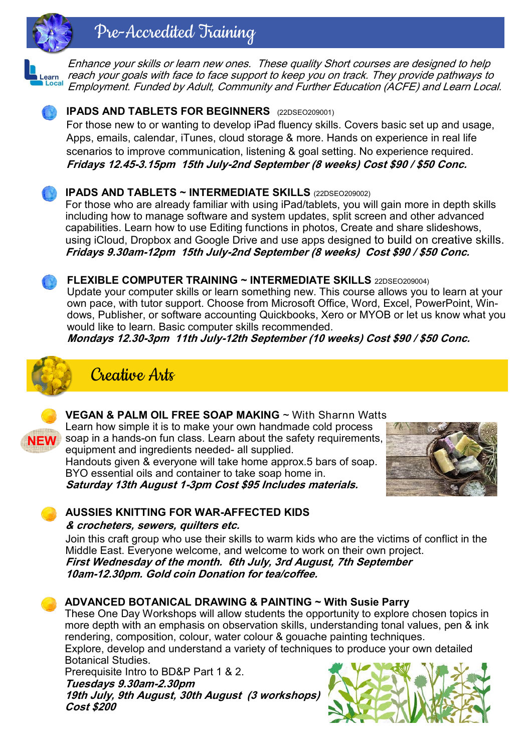## Pre-Accredited Training

*Enhance your skills or learn new ones. These quality Short courses are designed to help reach your goals with face to face support to keep you on track. They provide pathways to Employment. Funded by Adult, Community and Further Education (ACFE) and Learn Local.*

### IPADS AND TABLETS FOR BEGINNERS (22DSEO209001)

For those new to or wanting to develop iPad fluency skills. Covers basic set up and usage, Apps, emails, calendar, iTunes, cloud storage & more. Hands on experience in real life scenarios to improve communication, listening & goal setting. No experience required.

***Fridays 12.45-3.15pm 15th July-2nd September (8 weeks) Cost $90 / $50 Conc.***

### IPADS AND TABLETS ~ INTERMEDIATE SKILLS (22DSEO209002)

For those who are already familiar with using iPad/tablets, you will gain more in depth skills including how to manage software and system updates, split screen and other advanced capabilities. Learn how to use Editing functions in photos, Create and share slideshows, using iCloud, Dropbox and Google Drive and use apps designed to build on creative skills.

***Fridays 9.30am-12pm 15th July-2nd September (8 weeks) Cost $90 / $50 Conc.***

### FLEXIBLE COMPUTER TRAINING ~ INTERMEDIATE SKILLS 22DSEO209004)

Update your computer skills or learn something new. This course allows you to learn at your own pace, with tutor support. Choose from Microsoft Office, Word, Excel, PowerPoint, Windows, Publisher, or software accounting Quickbooks, Xero or MYOB or let us know what you would like to learn. Basic computer skills recommended.

***Mondays 12.30-3pm 11th July-12th September (10 weeks) Cost $90 / $50 Conc.***

## Creative Arts

### VEGAN & PALM OIL FREE SOAP MAKING ~ With Sharnn Watts

NEW

Learn how simple it is to make your own handmade cold process soap in a hands-on fun class. Learn about the safety requirements, equipment and ingredients needed- all supplied.

Handouts given & everyone will take home approx.5 bars of soap. BYO essential oils and container to take soap home in.

***Saturday 13th August 1-3pm Cost $95 Includes materials.***

### AUSSIES KNITTING FOR WAR-AFFECTED KIDS

***& crocheters, sewers, quilters etc.***

Join this craft group who use their skills to warm kids who are the victims of conflict in the Middle East. Everyone welcome, and welcome to work on their own project.

***First Wednesday of the month. 6th July, 3rd August, 7th September***
***10am-12.30pm. Gold coin Donation for tea/coffee.***

### ADVANCED BOTANICAL DRAWING & PAINTING ~ With Susie Parry

These One Day Workshops will allow students the opportunity to explore chosen topics in more depth with an emphasis on observation skills, understanding tonal values, pen & ink rendering, composition, colour, water colour & gouache painting techniques.

Explore, develop and understand a variety of techniques to produce your own detailed Botanical Studies.

Prerequisite Intro to BD&P Part 1 & 2.

***Tuesdays 9.30am-2.30pm***
***19th July, 9th August, 30th August (3 workshops)***
***Cost $200***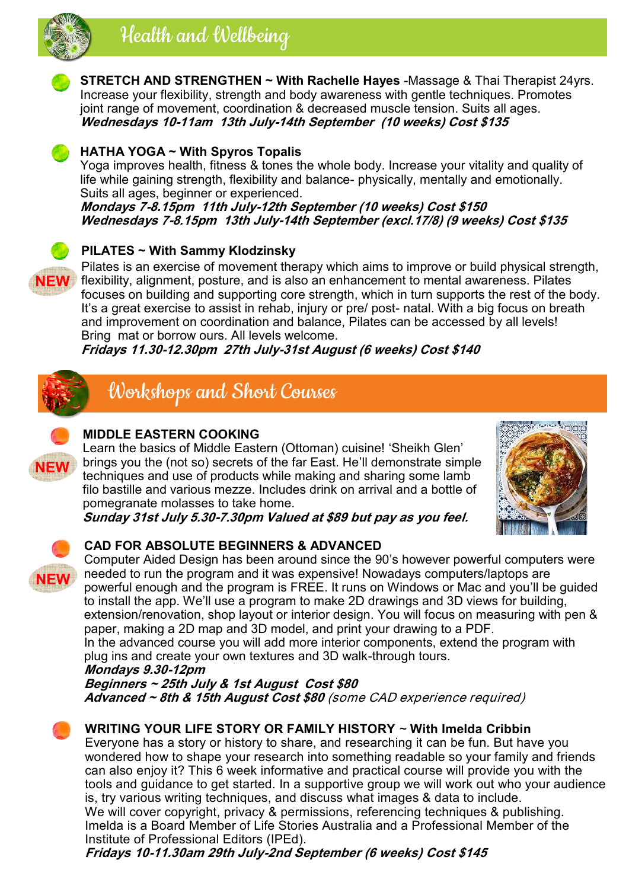# Health and Wellbeing

**STRETCH AND STRENGTHEN ~ With Rachelle Hayes** -Massage & Thai Therapist 24yrs.
Increase your flexibility, strength and body awareness with gentle techniques. Promotes joint range of movement, coordination & decreased muscle tension. Suits all ages.
***Wednesdays 10-11am 13th July-14th September (10 weeks) Cost $135***

**HATHA YOGA ~ With Spyros Topalis**
Yoga improves health, fitness & tones the whole body. Increase your vitality and quality of life while gaining strength, flexibility and balance- physically, mentally and emotionally. Suits all ages, beginner or experienced.
***Mondays 7-8.15pm 11th July-12th September (10 weeks) Cost $150***
***Wednesdays 7-8.15pm 13th July-14th September (excl.17/8) (9 weeks) Cost $135***

**PILATES ~ With Sammy Klodzinsky**

NEW

Pilates is an exercise of movement therapy which aims to improve or build physical strength, flexibility, alignment, posture, and is also an enhancement to mental awareness. Pilates focuses on building and supporting core strength, which in turn supports the rest of the body. It's a great exercise to assist in rehab, injury or pre/ post- natal. With a big focus on breath and improvement on coordination and balance, Pilates can be accessed by all levels! Bring mat or borrow ours. All levels welcome.
***Fridays 11.30-12.30pm 27th July-31st August (6 weeks) Cost $140***

# Workshops and Short Courses

**MIDDLE EASTERN COOKING**

NEW

Learn the basics of Middle Eastern (Ottoman) cuisine! 'Sheikh Glen' brings you the (not so) secrets of the far East. He'll demonstrate simple techniques and use of products while making and sharing some lamb filo bastille and various mezze. Includes drink on arrival and a bottle of pomegranate molasses to take home.
***Sunday 31st July 5.30-7.30pm Valued at $89 but pay as you feel.***

**CAD FOR ABSOLUTE BEGINNERS & ADVANCED**

NEW

Computer Aided Design has been around since the 90's however powerful computers were needed to run the program and it was expensive! Nowadays computers/laptops are powerful enough and the program is FREE. It runs on Windows or Mac and you'll be guided to install the app. We'll use a program to make 2D drawings and 3D views for building, extension/renovation, shop layout or interior design. You will focus on measuring with pen & paper, making a 2D map and 3D model, and print your drawing to a PDF.
In the advanced course you will add more interior components, extend the program with plug ins and create your own textures and 3D walk-through tours.
***Mondays 9.30-12pm***
***Beginners ~ 25th July & 1st August Cost $80***
***Advanced ~ 8th & 15th August Cost $80*** *(some CAD experience required)*

**WRITING YOUR LIFE STORY OR FAMILY HISTORY ~ With Imelda Cribbin**
Everyone has a story or history to share, and researching it can be fun. But have you wondered how to shape your research into something readable so your family and friends can also enjoy it? This 6 week informative and practical course will provide you with the tools and guidance to get started. In a supportive group we will work out who your audience is, try various writing techniques, and discuss what images & data to include.
We will cover copyright, privacy & permissions, referencing techniques & publishing.
Imelda is a Board Member of Life Stories Australia and a Professional Member of the Institute of Professional Editors (IPEd).
***Fridays 10-11.30am 29th July-2nd September (6 weeks) Cost $145***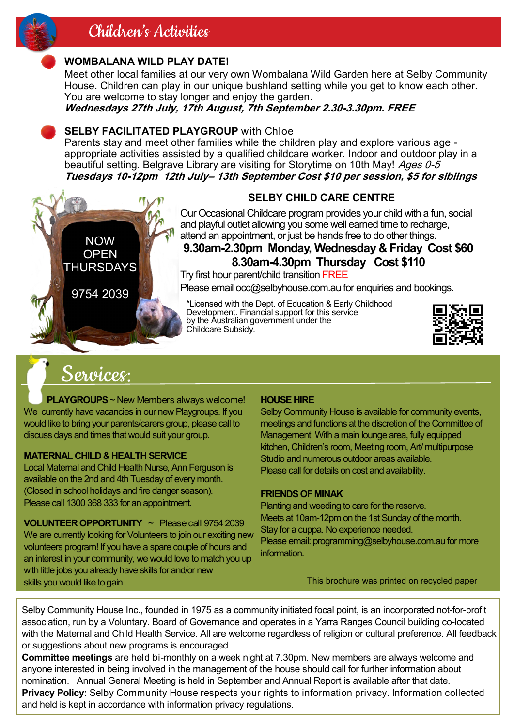# Children's Activities

### WOMBALANA WILD PLAY DATE!

Meet other local families at our very own Wombalana Wild Garden here at Selby Community House. Children can play in our unique bushland setting while you get to know each other. You are welcome to stay longer and enjoy the garden.

***Wednesdays 27th July, 17th August, 7th September 2.30-3.30pm. FREE***

### SELBY FACILITATED PLAYGROUP with Chloe

Parents stay and meet other families while the children play and explore various age - appropriate activities assisted by a qualified childcare worker. Indoor and outdoor play in a beautiful setting. Belgrave Library are visiting for Storytime on 10th May! *Ages 0-5*

***Tuesdays 10-12pm 12th July– 13th September Cost $10 per session, $5 for siblings***

NOW OPEN THURSDAYS

9754 2039

### SELBY CHILD CARE CENTRE

Our Occasional Childcare program provides your child with a fun, social and playful outlet allowing you some well earned time to recharge, attend an appointment, or just be hands free to do other things.

**9.30am-2.30pm Monday, Wednesday & Friday Cost $60**

**8.30am-4.30pm Thursday Cost $110**

Try first hour parent/child transition FREE

Please email occ@selbyhouse.com.au for enquiries and bookings.

*Licensed with the Dept. of Education & Early Childhood Development. Financial support for this service by the Australian government under the Childcare Subsidy.

# Services:

**PLAYGROUPS** ~ New Members always welcome!
We currently have vacancies in our new Playgroups. If you would like to bring your parents/carers group, please call to discuss days and times that would suit your group.

**MATERNAL CHILD & HEALTH SERVICE**
Local Maternal and Child Health Nurse, Ann Ferguson is available on the 2nd and 4th Tuesday of every month. (Closed in school holidays and fire danger season). Please call 1300 368 333 for an appointment.

**VOLUNTEER OPPORTUNITY** ~ Please call 9754 2039
We are currently looking for Volunteers to join our exciting new volunteers program! If you have a spare couple of hours and an interest in your community, we would love to match you up with little jobs you already have skills for and/or new skills you would like to gain.

**HOUSE HIRE**
Selby Community House is available for community events, meetings and functions at the discretion of the Committee of Management. With a main lounge area, fully equipped kitchen, Children's room, Meeting room, Art/ multipurpose Studio and numerous outdoor areas available.
Please call for details on cost and availability.

**FRIENDS OF MINAK**
Planting and weeding to care for the reserve.
Meets at 10am-12pm on the 1st Sunday of the month.
Stay for a cuppa. No experience needed.
Please email: programming@selbyhouse.com.au for more information.

This brochure was printed on recycled paper

Selby Community House Inc., founded in 1975 as a community initiated focal point, is an incorporated not-for-profit association, run by a Voluntary. Board of Governance and operates in a Yarra Ranges Council building co-located with the Maternal and Child Health Service. All are welcome regardless of religion or cultural preference. All feedback or suggestions about new programs is encouraged.
**Committee meetings** are held bi-monthly on a week night at 7.30pm. New members are always welcome and anyone interested in being involved in the management of the house should call for further information about nomination. Annual General Meeting is held in September and Annual Report is available after that date.
**Privacy Policy:** Selby Community House respects your rights to information privacy. Information collected and held is kept in accordance with information privacy regulations.